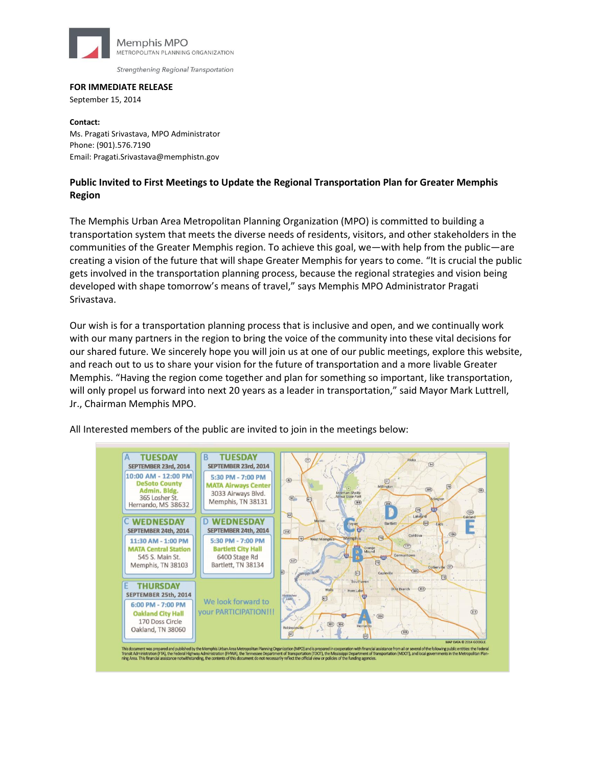Memphis MPO
METROPOLITAN PLANNING ORGANIZATION

*Strengthening Regional Transportation*

**FOR IMMEDIATE RELEASE**
September 15, 2014

**Contact:**
Ms. Pragati Srivastava, MPO Administrator
Phone: (901).576.7190
Email: Pragati.Srivastava@memphistn.gov

**Public Invited to First Meetings to Update the Regional Transportation Plan for Greater Memphis Region**

The Memphis Urban Area Metropolitan Planning Organization (MPO) is committed to building a transportation system that meets the diverse needs of residents, visitors, and other stakeholders in the communities of the Greater Memphis region. To achieve this goal, we—with help from the public—are creating a vision of the future that will shape Greater Memphis for years to come. "It is crucial the public gets involved in the transportation planning process, because the regional strategies and vision being developed with shape tomorrow's means of travel," says Memphis MPO Administrator Pragati Srivastava.

Our wish is for a transportation planning process that is inclusive and open, and we continually work with our many partners in the region to bring the voice of the community into these vital decisions for our shared future. We sincerely hope you will join us at one of our public meetings, explore this website, and reach out to us to share your vision for the future of transportation and a more livable Greater Memphis. "Having the region come together and plan for something so important, like transportation, will only propel us forward into next 20 years as a leader in transportation," said Mayor Mark Luttrell, Jr., Chairman Memphis MPO.

All Interested members of the public are invited to join in the meetings below:

**A — TUESDAY**
SEPTEMBER 23rd, 2014
10:00 AM - 12:00 PM
DeSoto County Admin. Bldg.
365 Losher St.
Hernando, MS 38632

**B — TUESDAY**
SEPTEMBER 23rd, 2014
5:30 PM - 7:00 PM
MATA Airways Center
3033 Airways Blvd.
Memphis, TN 38131

**C — WEDNESDAY**
SEPTEMBER 24th, 2014
11:30 AM - 1:00 PM
MATA Central Station
545 S. Main St.
Memphis, TN 38103

**D — WEDNESDAY**
SEPTEMBER 24th, 2014
5:30 PM - 7:00 PM
Bartlett City Hall
6400 Stage Rd
Bartlett, TN 38134

**E — THURSDAY**
SEPTEMBER 25th, 2014
6:00 PM - 7:00 PM
Oakland City Hall
170 Doss Circle
Oakland, TN 38060

We look forward to your PARTICIPATION!!!

MAP DATA © 2014 GOOGLE

This document was prepared and published by the Memphis Urban Area Metropolitan Planning Organization (MPO) and is prepared in cooperation with financial assistance from all or several of the following public entities: the Federal Transit Administration (FTA), the Federal Highway Administration (FHWA), the Tennessee Department of Transportation (TDOT), the Mississippi Department of Transportation (MDOT), and local governments in the Metropolitan Planning Area. This financial assistance notwithstanding, the contents of this document do not necessarily reflect the official view or policies of the funding agencies.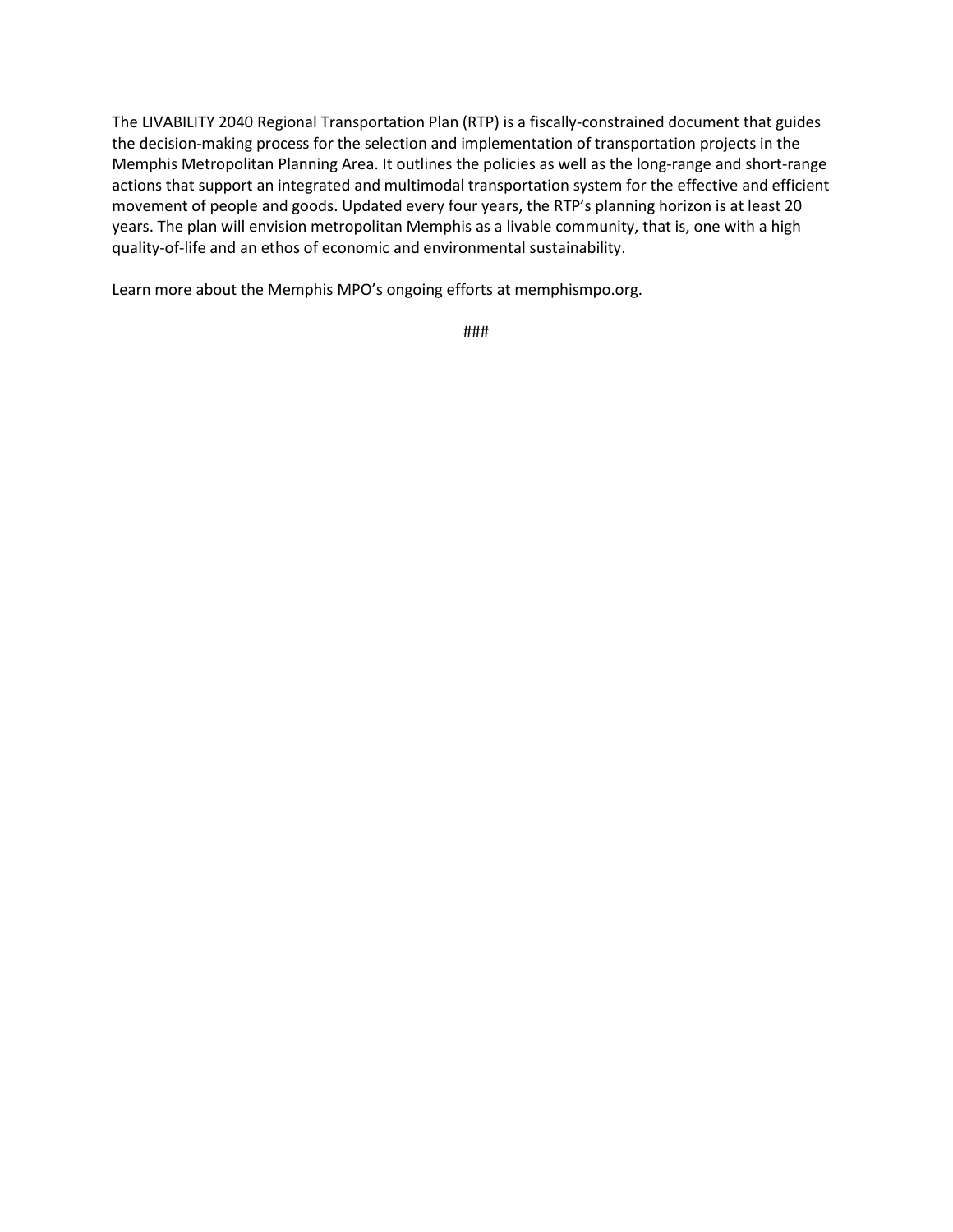The LIVABILITY 2040 Regional Transportation Plan (RTP) is a fiscally-constrained document that guides the decision-making process for the selection and implementation of transportation projects in the Memphis Metropolitan Planning Area. It outlines the policies as well as the long-range and short-range actions that support an integrated and multimodal transportation system for the effective and efficient movement of people and goods. Updated every four years, the RTP's planning horizon is at least 20 years. The plan will envision metropolitan Memphis as a livable community, that is, one with a high quality-of-life and an ethos of economic and environmental sustainability.

Learn more about the Memphis MPO's ongoing efforts at memphismpo.org.

###